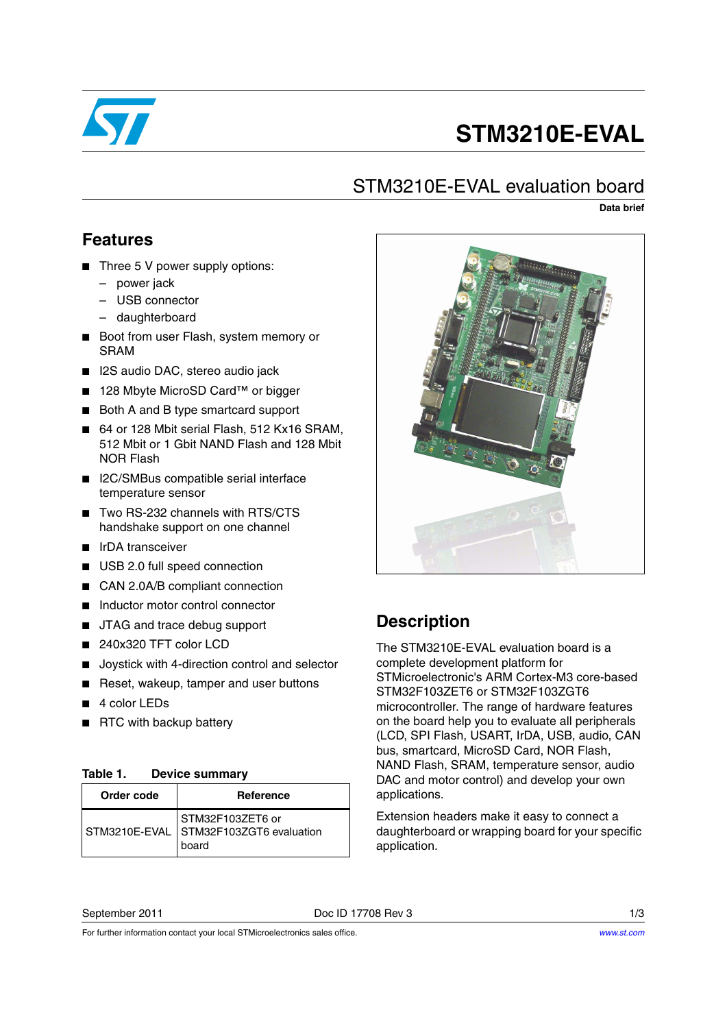# STM3210E-EVAL

## STM3210E-EVAL evaluation board

**Data brief**

## Features

- Three 5 V power supply options:
  - power jack
  - USB connector
  - daughterboard
- Boot from user Flash, system memory or SRAM
- I2S audio DAC, stereo audio jack
- 128 Mbyte MicroSD Card™ or bigger
- Both A and B type smartcard support
- 64 or 128 Mbit serial Flash, 512 Kx16 SRAM, 512 Mbit or 1 Gbit NAND Flash and 128 Mbit NOR Flash
- I2C/SMBus compatible serial interface temperature sensor
- Two RS-232 channels with RTS/CTS handshake support on one channel
- IrDA transceiver
- USB 2.0 full speed connection
- CAN 2.0A/B compliant connection
- Inductor motor control connector
- JTAG and trace debug support
- 240x320 TFT color LCD
- Joystick with 4-direction control and selector
- Reset, wakeup, tamper and user buttons
- 4 color LEDs
- RTC with backup battery

**Table 1. Device summary**

| Order code | Reference |
|---|---|
| STM3210E-EVAL | STM32F103ZET6 or STM32F103ZGT6 evaluation board |

## Description

The STM3210E-EVAL evaluation board is a complete development platform for STMicroelectronic's ARM Cortex-M3 core-based STM32F103ZET6 or STM32F103ZGT6 microcontroller. The range of hardware features on the board help you to evaluate all peripherals (LCD, SPI Flash, USART, IrDA, USB, audio, CAN bus, smartcard, MicroSD Card, NOR Flash, NAND Flash, SRAM, temperature sensor, audio DAC and motor control) and develop your own applications.

Extension headers make it easy to connect a daughterboard or wrapping board for your specific application.

September 2011 Doc ID 17708 Rev 3

For further information contact your local STMicroelectronics sales office. www.st.com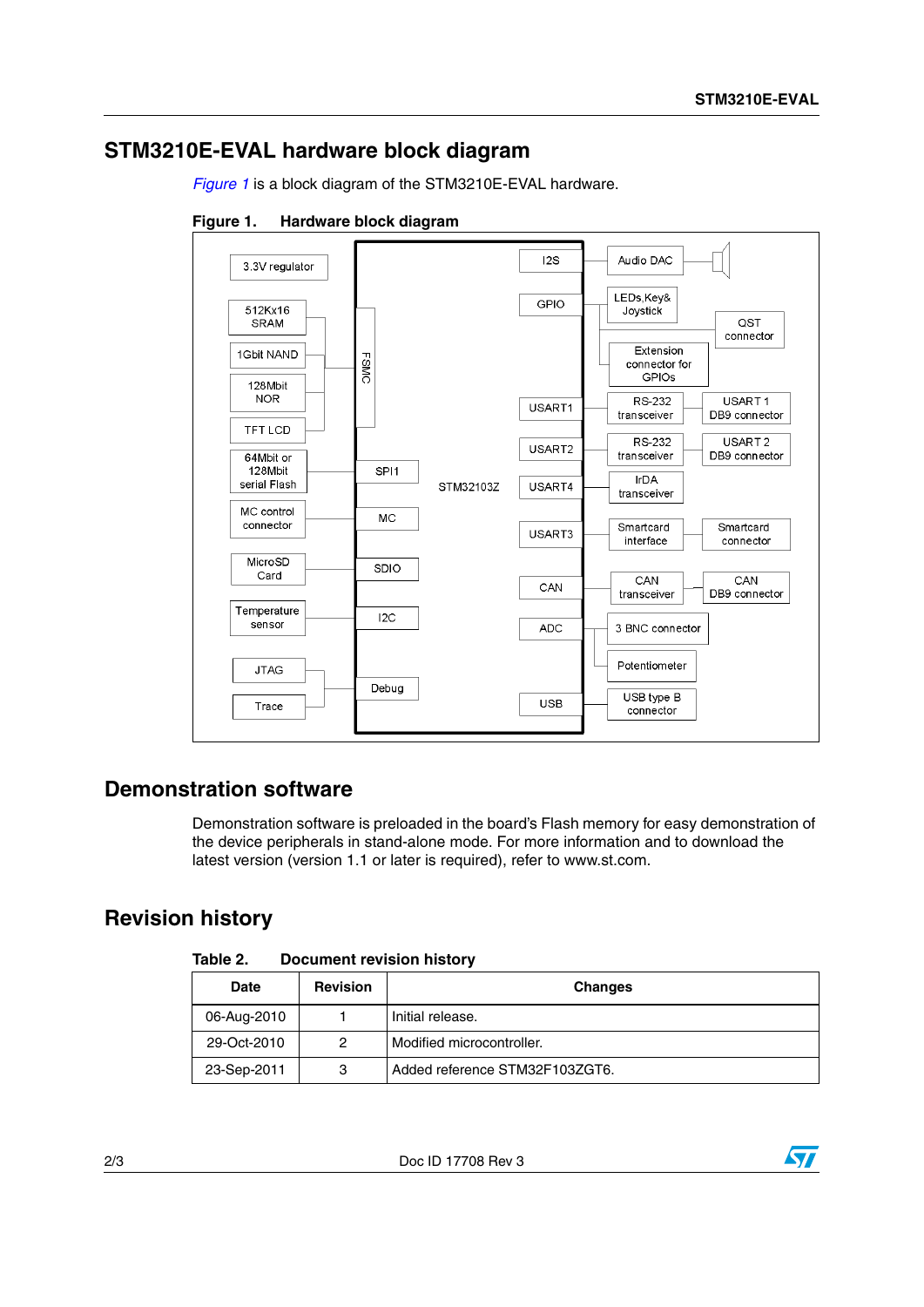## STM3210E-EVAL hardware block diagram

*Figure 1* is a block diagram of the STM3210E-EVAL hardware.

**Figure 1. Hardware block diagram**

3.3V regulator

512Kx16 SRAM

1Gbit NAND

128Mbit NOR

TFT LCD

64Mbit or 128Mbit serial Flash

MC control connector

MicroSD Card

Temperature sensor

JTAG

Trace

FSMC

SPI1

MC

SDIO

I2C

Debug

STM32103Z

I2S

GPIO

USART1

USART2

USART4

USART3

CAN

ADC

USB

Audio DAC

LEDs,Key& Joystick

QST connector

Extension connector for GPIOs

RS-232 transceiver

USART 1 DB9 connector

RS-232 transceiver

USART 2 DB9 connector

IrDA transceiver

Smartcard interface

Smartcard connector

CAN transceiver

CAN DB9 connector

3 BNC connector

Potentiometer

USB type B connector

## Demonstration software

Demonstration software is preloaded in the board's Flash memory for easy demonstration of the device peripherals in stand-alone mode. For more information and to download the latest version (version 1.1 or later is required), refer to www.st.com.

## Revision history

**Table 2. Document revision history**

| Date | Revision | Changes |
|---|---|---|
| 06-Aug-2010 | 1 | Initial release. |
| 29-Oct-2010 | 2 | Modified microcontroller. |
| 23-Sep-2011 | 3 | Added reference STM32F103ZGT6. |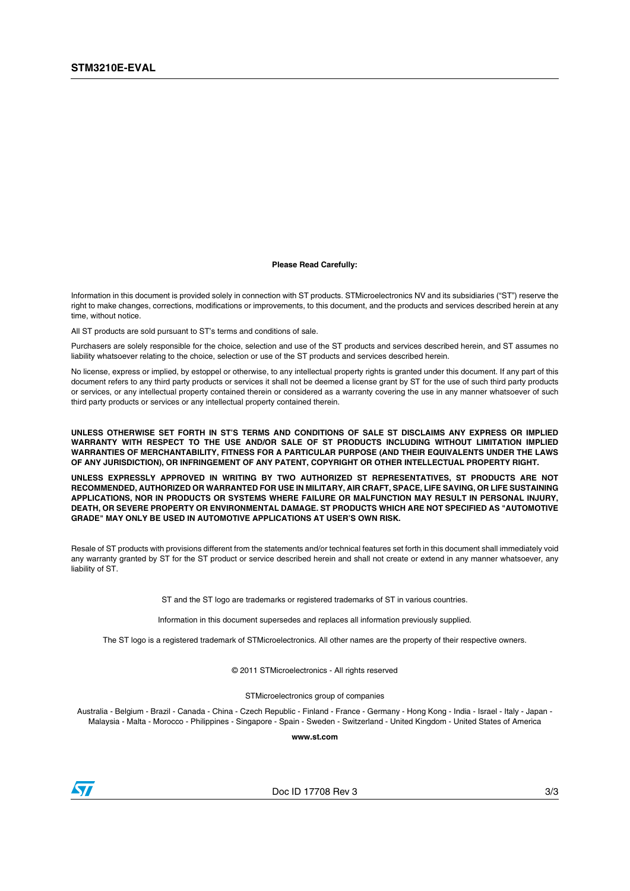**Please Read Carefully:**

Information in this document is provided solely in connection with ST products. STMicroelectronics NV and its subsidiaries ("ST") reserve the right to make changes, corrections, modifications or improvements, to this document, and the products and services described herein at any time, without notice.

All ST products are sold pursuant to ST's terms and conditions of sale.

Purchasers are solely responsible for the choice, selection and use of the ST products and services described herein, and ST assumes no liability whatsoever relating to the choice, selection or use of the ST products and services described herein.

No license, express or implied, by estoppel or otherwise, to any intellectual property rights is granted under this document. If any part of this document refers to any third party products or services it shall not be deemed a license grant by ST for the use of such third party products or services, or any intellectual property contained therein or considered as a warranty covering the use in any manner whatsoever of such third party products or services or any intellectual property contained therein.

**UNLESS OTHERWISE SET FORTH IN ST'S TERMS AND CONDITIONS OF SALE ST DISCLAIMS ANY EXPRESS OR IMPLIED WARRANTY WITH RESPECT TO THE USE AND/OR SALE OF ST PRODUCTS INCLUDING WITHOUT LIMITATION IMPLIED WARRANTIES OF MERCHANTABILITY, FITNESS FOR A PARTICULAR PURPOSE (AND THEIR EQUIVALENTS UNDER THE LAWS OF ANY JURISDICTION), OR INFRINGEMENT OF ANY PATENT, COPYRIGHT OR OTHER INTELLECTUAL PROPERTY RIGHT.**

**UNLESS EXPRESSLY APPROVED IN WRITING BY TWO AUTHORIZED ST REPRESENTATIVES, ST PRODUCTS ARE NOT RECOMMENDED, AUTHORIZED OR WARRANTED FOR USE IN MILITARY, AIR CRAFT, SPACE, LIFE SAVING, OR LIFE SUSTAINING APPLICATIONS, NOR IN PRODUCTS OR SYSTEMS WHERE FAILURE OR MALFUNCTION MAY RESULT IN PERSONAL INJURY, DEATH, OR SEVERE PROPERTY OR ENVIRONMENTAL DAMAGE. ST PRODUCTS WHICH ARE NOT SPECIFIED AS "AUTOMOTIVE GRADE" MAY ONLY BE USED IN AUTOMOTIVE APPLICATIONS AT USER'S OWN RISK.**

Resale of ST products with provisions different from the statements and/or technical features set forth in this document shall immediately void any warranty granted by ST for the ST product or service described herein and shall not create or extend in any manner whatsoever, any liability of ST.

ST and the ST logo are trademarks or registered trademarks of ST in various countries.

Information in this document supersedes and replaces all information previously supplied.

The ST logo is a registered trademark of STMicroelectronics. All other names are the property of their respective owners.

© 2011 STMicroelectronics - All rights reserved

STMicroelectronics group of companies

Australia - Belgium - Brazil - Canada - China - Czech Republic - Finland - France - Germany - Hong Kong - India - Israel - Italy - Japan - Malaysia - Malta - Morocco - Philippines - Singapore - Spain - Sweden - Switzerland - United Kingdom - United States of America

**www.st.com**